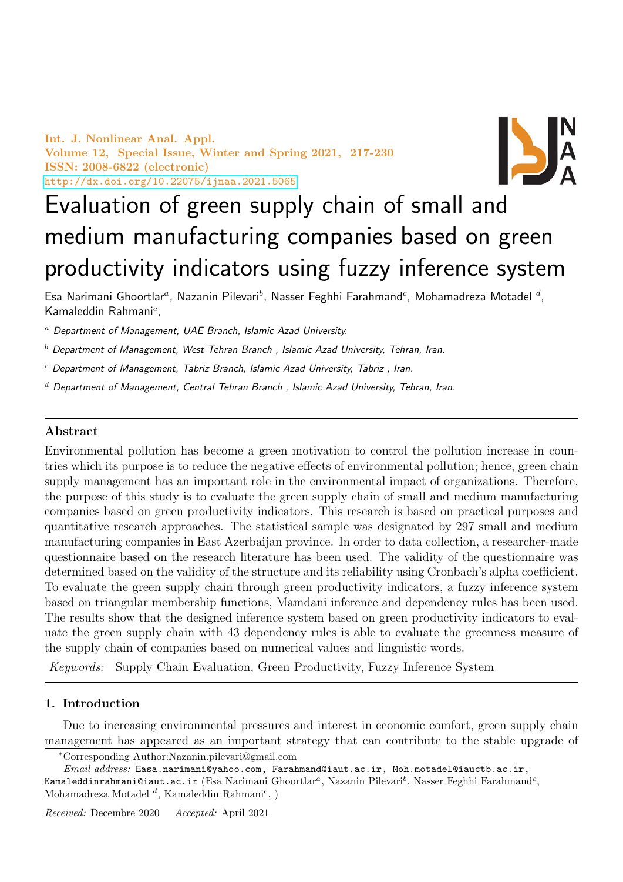# Evaluation of green supply chain of small and medium manufacturing companies based on green productivity indicators using fuzzy inference system

Esa Narimani Ghoortlar[a], Nazanin Pilevari[b], Nasser Feghhi Farahmand[c], Mohamadreza Motadel [d], Kamaleddin Rahmani[c],

[a] *Department of Management, UAE Branch, Islamic Azad University.*

[b] *Department of Management, West Tehran Branch , Islamic Azad University, Tehran, Iran.*

[c] *Department of Management, Tabriz Branch, Islamic Azad University, Tabriz , Iran.*

[d] *Department of Management, Central Tehran Branch , Islamic Azad University, Tehran, Iran.*

## Abstract

Environmental pollution has become a green motivation to control the pollution increase in countries which its purpose is to reduce the negative effects of environmental pollution; hence, green chain supply management has an important role in the environmental impact of organizations. Therefore, the purpose of this study is to evaluate the green supply chain of small and medium manufacturing companies based on green productivity indicators. This research is based on practical purposes and quantitative research approaches. The statistical sample was designated by 297 small and medium manufacturing companies in East Azerbaijan province. In order to data collection, a researcher-made questionnaire based on the research literature has been used. The validity of the questionnaire was determined based on the validity of the structure and its reliability using Cronbach's alpha coefficient. To evaluate the green supply chain through green productivity indicators, a fuzzy inference system based on triangular membership functions, Mamdani inference and dependency rules has been used. The results show that the designed inference system based on green productivity indicators to evaluate the green supply chain with 43 dependency rules is able to evaluate the greenness measure of the supply chain of companies based on numerical values and linguistic words.

*Keywords:* Supply Chain Evaluation, Green Productivity, Fuzzy Inference System

## 1. Introduction

Due to increasing environmental pressures and interest in economic comfort, green supply chain management has appeared as an important strategy that can contribute to the stable upgrade of

*Corresponding Author:Nazanin.pilevari@gmail.com

*Email address:* Easa.narimani@yahoo.com, Farahmand@iaut.ac.ir, Moh.motadel@iauctb.ac.ir, Kamaleddinrahmani@iaut.ac.ir (Esa Narimani Ghoortlar[a], Nazanin Pilevari[b], Nasser Feghhi Farahmand[c], Mohamadreza Motadel [d], Kamaleddin Rahmani[c], )

*Received:* Decembre 2020 *Accepted:* April 2021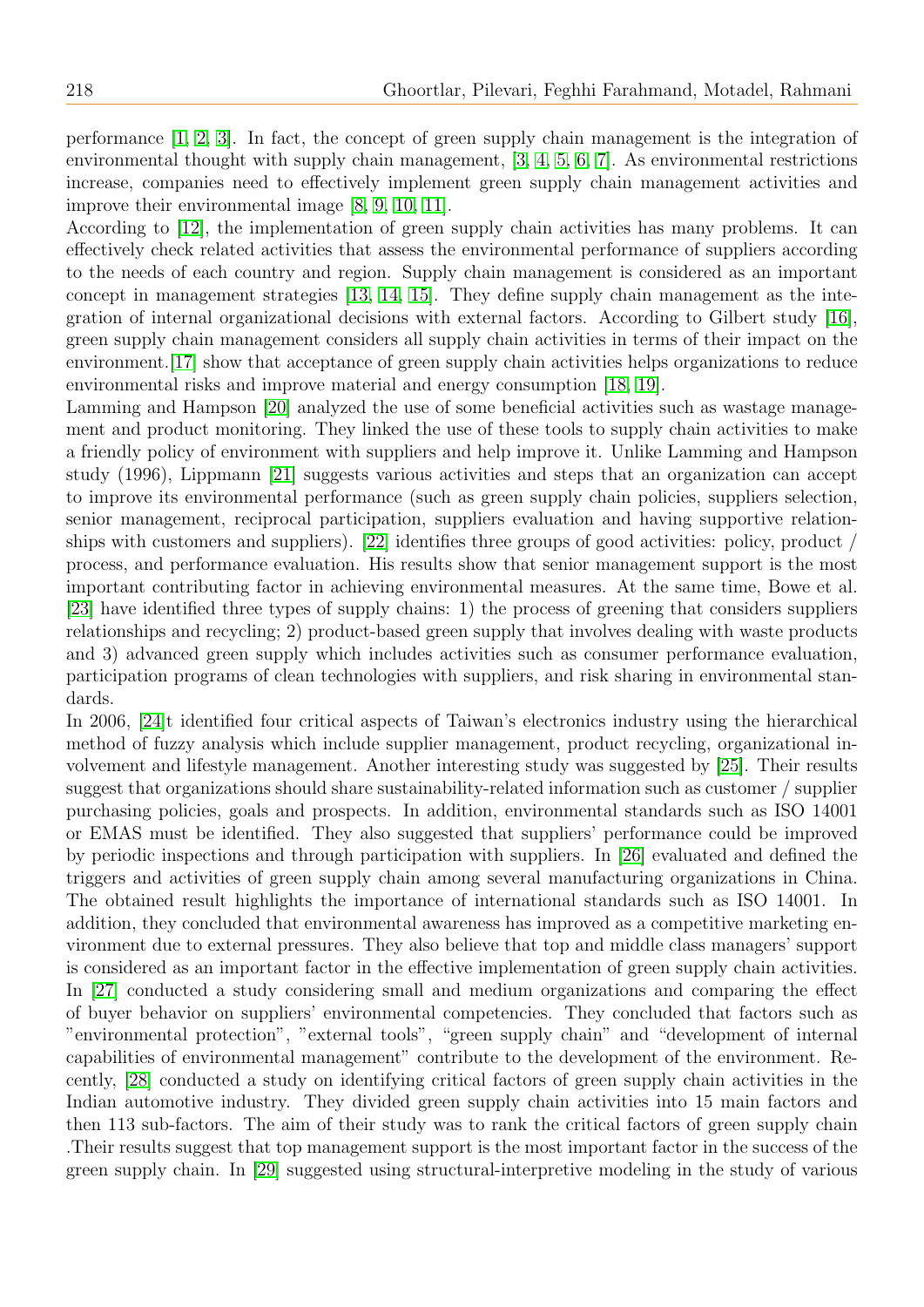performance [1, 2, 3]. In fact, the concept of green supply chain management is the integration of environmental thought with supply chain management, [3, 4, 5, 6, 7]. As environmental restrictions increase, companies need to effectively implement green supply chain management activities and improve their environmental image [8, 9, 10, 11].

According to [12], the implementation of green supply chain activities has many problems. It can effectively check related activities that assess the environmental performance of suppliers according to the needs of each country and region. Supply chain management is considered as an important concept in management strategies [13, 14, 15]. They define supply chain management as the integration of internal organizational decisions with external factors. According to Gilbert study [16], green supply chain management considers all supply chain activities in terms of their impact on the environment.[17] show that acceptance of green supply chain activities helps organizations to reduce environmental risks and improve material and energy consumption [18, 19].

Lamming and Hampson [20] analyzed the use of some beneficial activities such as wastage management and product monitoring. They linked the use of these tools to supply chain activities to make a friendly policy of environment with suppliers and help improve it. Unlike Lamming and Hampson study (1996), Lippmann [21] suggests various activities and steps that an organization can accept to improve its environmental performance (such as green supply chain policies, suppliers selection, senior management, reciprocal participation, suppliers evaluation and having supportive relationships with customers and suppliers). [22] identifies three groups of good activities: policy, product / process, and performance evaluation. His results show that senior management support is the most important contributing factor in achieving environmental measures. At the same time, Bowe et al. [23] have identified three types of supply chains: 1) the process of greening that considers suppliers relationships and recycling; 2) product-based green supply that involves dealing with waste products and 3) advanced green supply which includes activities such as consumer performance evaluation, participation programs of clean technologies with suppliers, and risk sharing in environmental standards.

In 2006, [24]t identified four critical aspects of Taiwan's electronics industry using the hierarchical method of fuzzy analysis which include supplier management, product recycling, organizational involvement and lifestyle management. Another interesting study was suggested by [25]. Their results suggest that organizations should share sustainability-related information such as customer / supplier purchasing policies, goals and prospects. In addition, environmental standards such as ISO 14001 or EMAS must be identified. They also suggested that suppliers' performance could be improved by periodic inspections and through participation with suppliers. In [26] evaluated and defined the triggers and activities of green supply chain among several manufacturing organizations in China. The obtained result highlights the importance of international standards such as ISO 14001. In addition, they concluded that environmental awareness has improved as a competitive marketing environment due to external pressures. They also believe that top and middle class managers' support is considered as an important factor in the effective implementation of green supply chain activities. In [27] conducted a study considering small and medium organizations and comparing the effect of buyer behavior on suppliers' environmental competencies. They concluded that factors such as "environmental protection", "external tools", "green supply chain" and "development of internal capabilities of environmental management" contribute to the development of the environment. Recently, [28] conducted a study on identifying critical factors of green supply chain activities in the Indian automotive industry. They divided green supply chain activities into 15 main factors and then 113 sub-factors. The aim of their study was to rank the critical factors of green supply chain .Their results suggest that top management support is the most important factor in the success of the green supply chain. In [29] suggested using structural-interpretive modeling in the study of various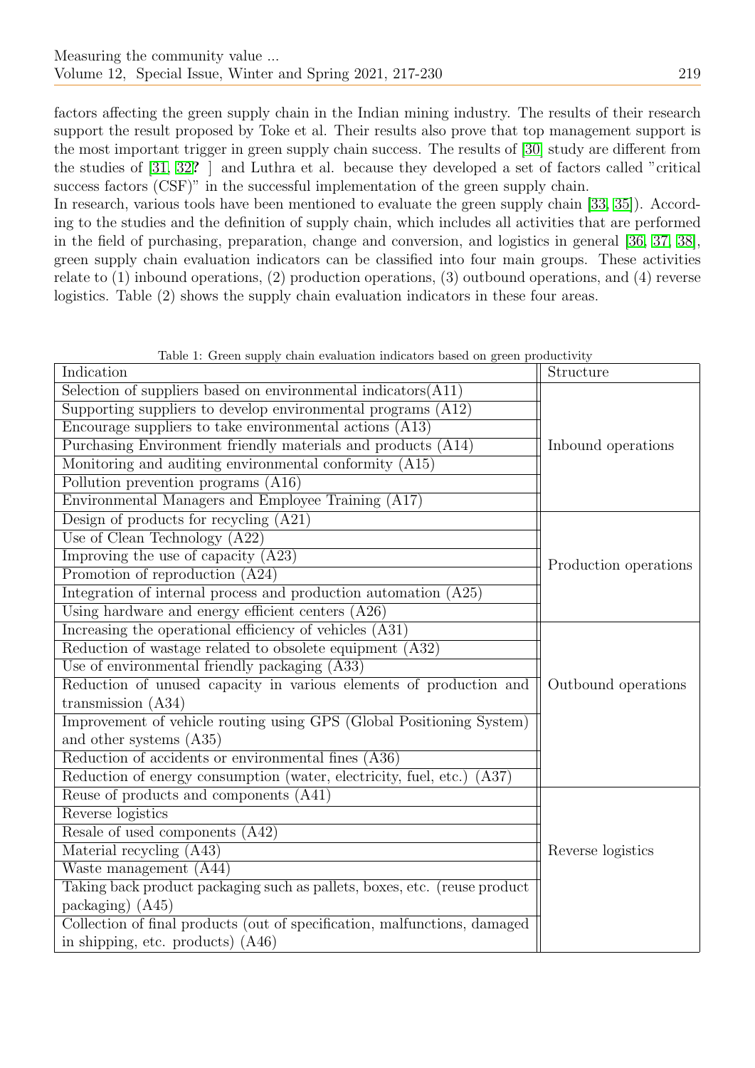factors affecting the green supply chain in the Indian mining industry. The results of their research support the result proposed by Toke et al. Their results also prove that top management support is the most important trigger in green supply chain success. The results of [30] study are different from the studies of [31, 32? ] and Luthra et al. because they developed a set of factors called "critical success factors (CSF)" in the successful implementation of the green supply chain.

In research, various tools have been mentioned to evaluate the green supply chain [33, 35]). According to the studies and the definition of supply chain, which includes all activities that are performed in the field of purchasing, preparation, change and conversion, and logistics in general [36, 37, 38], green supply chain evaluation indicators can be classified into four main groups. These activities relate to (1) inbound operations, (2) production operations, (3) outbound operations, and (4) reverse logistics. Table (2) shows the supply chain evaluation indicators in these four areas.

Table 1: Green supply chain evaluation indicators based on green productivity

| Indication | Structure |
|---|---|
| Selection of suppliers based on environmental indicators(A11) | Inbound operations |
| Supporting suppliers to develop environmental programs (A12) | |
| Encourage suppliers to take environmental actions (A13) | |
| Purchasing Environment friendly materials and products (A14) | |
| Monitoring and auditing environmental conformity (A15) | |
| Pollution prevention programs (A16) | |
| Environmental Managers and Employee Training (A17) | |
| Design of products for recycling (A21) | Production operations |
| Use of Clean Technology (A22) | |
| Improving the use of capacity (A23) | |
| Promotion of reproduction (A24) | |
| Integration of internal process and production automation (A25) | |
| Using hardware and energy efficient centers (A26) | |
| Increasing the operational efficiency of vehicles (A31) | Outbound operations |
| Reduction of wastage related to obsolete equipment (A32) | |
| Use of environmental friendly packaging (A33) | |
| Reduction of unused capacity in various elements of production and transmission (A34) | |
| Improvement of vehicle routing using GPS (Global Positioning System) and other systems (A35) | |
| Reduction of accidents or environmental fines (A36) | |
| Reduction of energy consumption (water, electricity, fuel, etc.) (A37) | |
| Reuse of products and components (A41) | Reverse logistics |
| Reverse logistics | |
| Resale of used components (A42) | |
| Material recycling (A43) | |
| Waste management (A44) | |
| Taking back product packaging such as pallets, boxes, etc. (reuse product packaging) (A45) | |
| Collection of final products (out of specification, malfunctions, damaged in shipping, etc. products) (A46) | |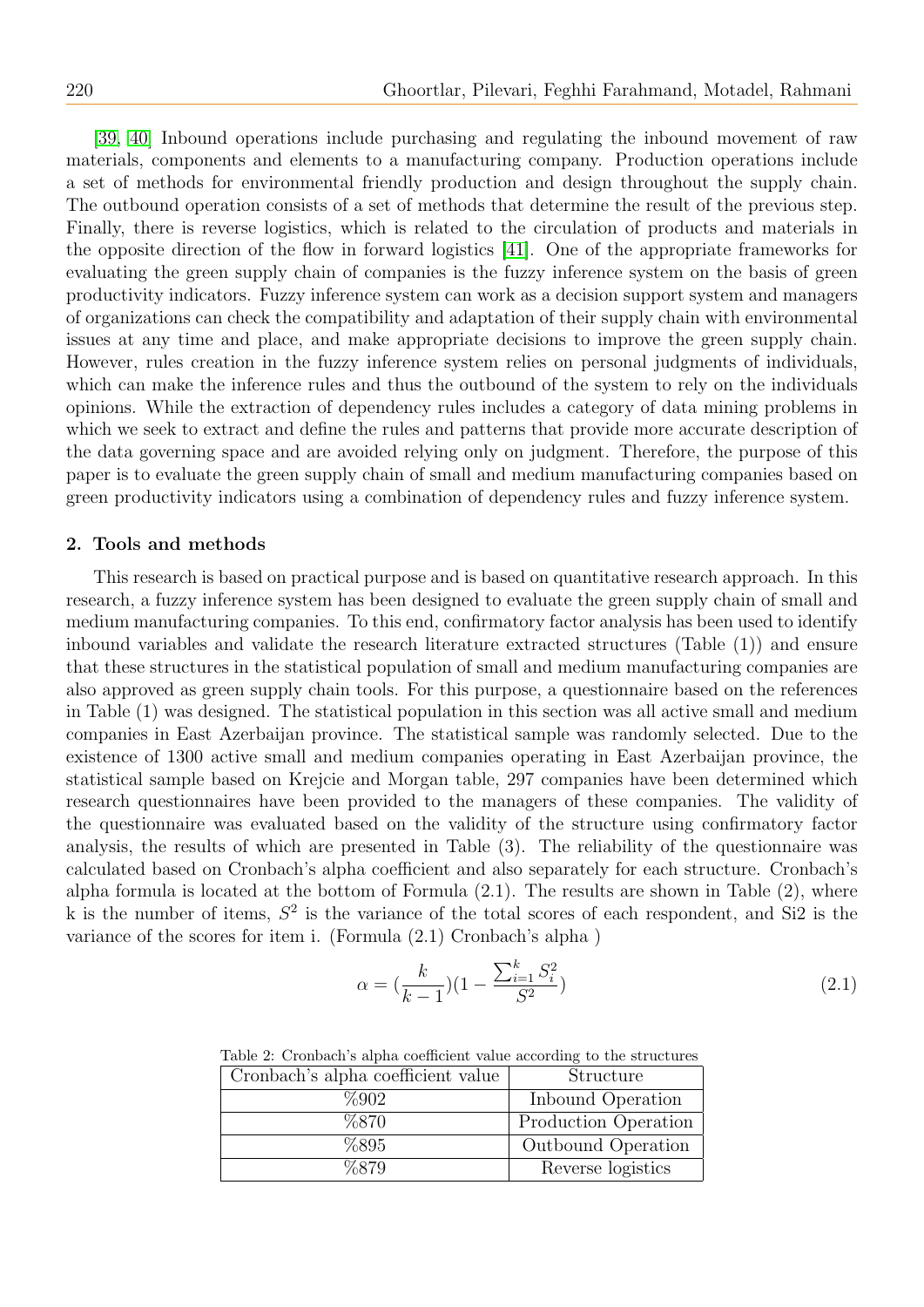[39, 40] Inbound operations include purchasing and regulating the inbound movement of raw materials, components and elements to a manufacturing company. Production operations include a set of methods for environmental friendly production and design throughout the supply chain. The outbound operation consists of a set of methods that determine the result of the previous step. Finally, there is reverse logistics, which is related to the circulation of products and materials in the opposite direction of the flow in forward logistics [41]. One of the appropriate frameworks for evaluating the green supply chain of companies is the fuzzy inference system on the basis of green productivity indicators. Fuzzy inference system can work as a decision support system and managers of organizations can check the compatibility and adaptation of their supply chain with environmental issues at any time and place, and make appropriate decisions to improve the green supply chain. However, rules creation in the fuzzy inference system relies on personal judgments of individuals, which can make the inference rules and thus the outbound of the system to rely on the individuals opinions. While the extraction of dependency rules includes a category of data mining problems in which we seek to extract and define the rules and patterns that provide more accurate description of the data governing space and are avoided relying only on judgment. Therefore, the purpose of this paper is to evaluate the green supply chain of small and medium manufacturing companies based on green productivity indicators using a combination of dependency rules and fuzzy inference system.

## 2. Tools and methods

This research is based on practical purpose and is based on quantitative research approach. In this research, a fuzzy inference system has been designed to evaluate the green supply chain of small and medium manufacturing companies. To this end, confirmatory factor analysis has been used to identify inbound variables and validate the research literature extracted structures (Table (1)) and ensure that these structures in the statistical population of small and medium manufacturing companies are also approved as green supply chain tools. For this purpose, a questionnaire based on the references in Table (1) was designed. The statistical population in this section was all active small and medium companies in East Azerbaijan province. The statistical sample was randomly selected. Due to the existence of 1300 active small and medium companies operating in East Azerbaijan province, the statistical sample based on Krejcie and Morgan table, 297 companies have been determined which research questionnaires have been provided to the managers of these companies. The validity of the questionnaire was evaluated based on the validity of the structure using confirmatory factor analysis, the results of which are presented in Table (3). The reliability of the questionnaire was calculated based on Cronbach's alpha coefficient and also separately for each structure. Cronbach's alpha formula is located at the bottom of Formula (2.1). The results are shown in Table (2), where k is the number of items, $S^2$ is the variance of the total scores of each respondent, and Si2 is the variance of the scores for item i. (Formula (2.1) Cronbach's alpha )

$$\alpha = (\frac{k}{k-1})(1 - \frac{\sum_{i=1}^{k} S_i^2}{S^2}) \tag{2.1}$$

Table 2: Cronbach's alpha coefficient value according to the structures

| Cronbach's alpha coefficient value | Structure |
|---|---|
| %902 | Inbound Operation |
| %870 | Production Operation |
| %895 | Outbound Operation |
| %879 | Reverse logistics |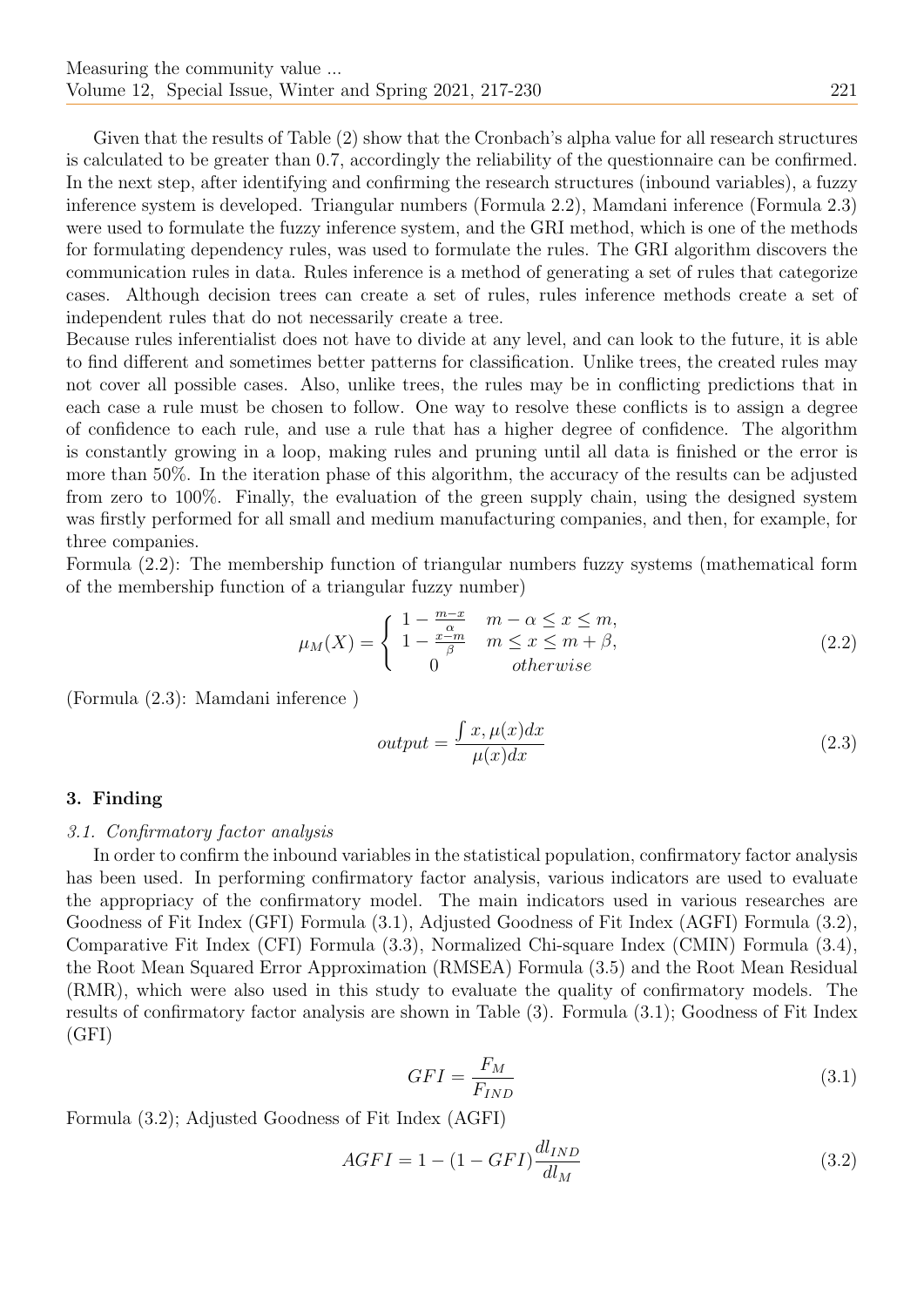Given that the results of Table (2) show that the Cronbach's alpha value for all research structures is calculated to be greater than 0.7, accordingly the reliability of the questionnaire can be confirmed. In the next step, after identifying and confirming the research structures (inbound variables), a fuzzy inference system is developed. Triangular numbers (Formula 2.2), Mamdani inference (Formula 2.3) were used to formulate the fuzzy inference system, and the GRI method, which is one of the methods for formulating dependency rules, was used to formulate the rules. The GRI algorithm discovers the communication rules in data. Rules inference is a method of generating a set of rules that categorize cases. Although decision trees can create a set of rules, rules inference methods create a set of independent rules that do not necessarily create a tree.

Because rules inferentialist does not have to divide at any level, and can look to the future, it is able to find different and sometimes better patterns for classification. Unlike trees, the created rules may not cover all possible cases. Also, unlike trees, the rules may be in conflicting predictions that in each case a rule must be chosen to follow. One way to resolve these conflicts is to assign a degree of confidence to each rule, and use a rule that has a higher degree of confidence. The algorithm is constantly growing in a loop, making rules and pruning until all data is finished or the error is more than 50%. In the iteration phase of this algorithm, the accuracy of the results can be adjusted from zero to 100%. Finally, the evaluation of the green supply chain, using the designed system was firstly performed for all small and medium manufacturing companies, and then, for example, for three companies.

Formula (2.2): The membership function of triangular numbers fuzzy systems (mathematical form of the membership function of a triangular fuzzy number)

$$\mu_M(X) = \begin{cases} 1 - \frac{m-x}{\alpha} & m-\alpha \leq x \leq m, \\ 1 - \frac{x-m}{\beta} & m \leq x \leq m+\beta, \\ 0 & otherwise \end{cases} \tag{2.2}$$

(Formula (2.3): Mamdani inference )

$$output = \frac{\int x, \mu(x)dx}{\mu(x)dx} \tag{2.3}$$

## 3. Finding

### *3.1. Confirmatory factor analysis*

In order to confirm the inbound variables in the statistical population, confirmatory factor analysis has been used. In performing confirmatory factor analysis, various indicators are used to evaluate the appropriacy of the confirmatory model. The main indicators used in various researches are Goodness of Fit Index (GFI) Formula (3.1), Adjusted Goodness of Fit Index (AGFI) Formula (3.2), Comparative Fit Index (CFI) Formula (3.3), Normalized Chi-square Index (CMIN) Formula (3.4), the Root Mean Squared Error Approximation (RMSEA) Formula (3.5) and the Root Mean Residual (RMR), which were also used in this study to evaluate the quality of confirmatory models. The results of confirmatory factor analysis are shown in Table (3). Formula (3.1); Goodness of Fit Index (GFI)

$$GFI = \frac{F_M}{F_{IND}} \tag{3.1}$$

Formula (3.2); Adjusted Goodness of Fit Index (AGFI)

$$AGFI = 1 - (1 - GFI)\frac{dl_{IND}}{dl_M} \tag{3.2}$$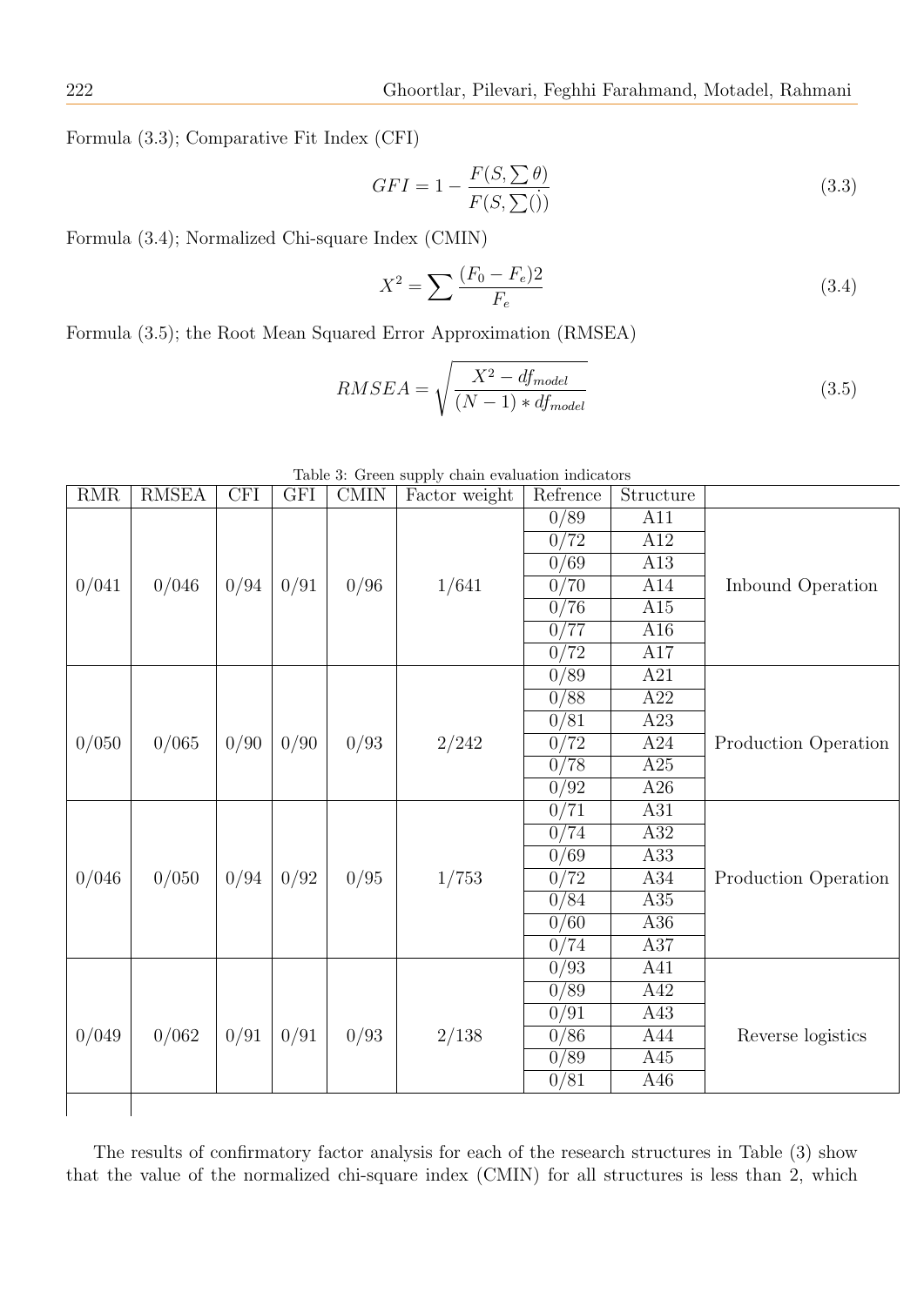Formula (3.3); Comparative Fit Index (CFI)

$$GFI = 1 - \frac{F(S, \sum \theta)}{F(S, \sum \dot{()})} \tag{3.3}$$

Formula (3.4); Normalized Chi-square Index (CMIN)

$$X^2 = \sum \frac{(F_0 - F_e)2}{F_e} \tag{3.4}$$

Formula (3.5); the Root Mean Squared Error Approximation (RMSEA)

$$RMSEA = \sqrt{\frac{X^2 - df_{model}}{(N-1) * df_{model}}} \tag{3.5}$$

Table 3: Green supply chain evaluation indicators

| RMR | RMSEA | CFI | GFI | CMIN | Factor weight | Refrence | Structure | |
|---|---|---|---|---|---|---|---|---|
| 0/041 | 0/046 | 0/94 | 0/91 | 0/96 | 1/641 | 0/89 | A11 | Inbound Operation |
| | | | | | | 0/72 | A12 | |
| | | | | | | 0/69 | A13 | |
| | | | | | | 0/70 | A14 | |
| | | | | | | 0/76 | A15 | |
| | | | | | | 0/77 | A16 | |
| | | | | | | 0/72 | A17 | |
| 0/050 | 0/065 | 0/90 | 0/90 | 0/93 | 2/242 | 0/89 | A21 | Production Operation |
| | | | | | | 0/88 | A22 | |
| | | | | | | 0/81 | A23 | |
| | | | | | | 0/72 | A24 | |
| | | | | | | 0/78 | A25 | |
| | | | | | | 0/92 | A26 | |
| 0/046 | 0/050 | 0/94 | 0/92 | 0/95 | 1/753 | 0/71 | A31 | Production Operation |
| | | | | | | 0/74 | A32 | |
| | | | | | | 0/69 | A33 | |
| | | | | | | 0/72 | A34 | |
| | | | | | | 0/84 | A35 | |
| | | | | | | 0/60 | A36 | |
| | | | | | | 0/74 | A37 | |
| 0/049 | 0/062 | 0/91 | 0/91 | 0/93 | 2/138 | 0/93 | A41 | Reverse logistics |
| | | | | | | 0/89 | A42 | |
| | | | | | | 0/91 | A43 | |
| | | | | | | 0/86 | A44 | |
| | | | | | | 0/89 | A45 | |
| | | | | | | 0/81 | A46 | |

The results of confirmatory factor analysis for each of the research structures in Table (3) show that the value of the normalized chi-square index (CMIN) for all structures is less than 2, which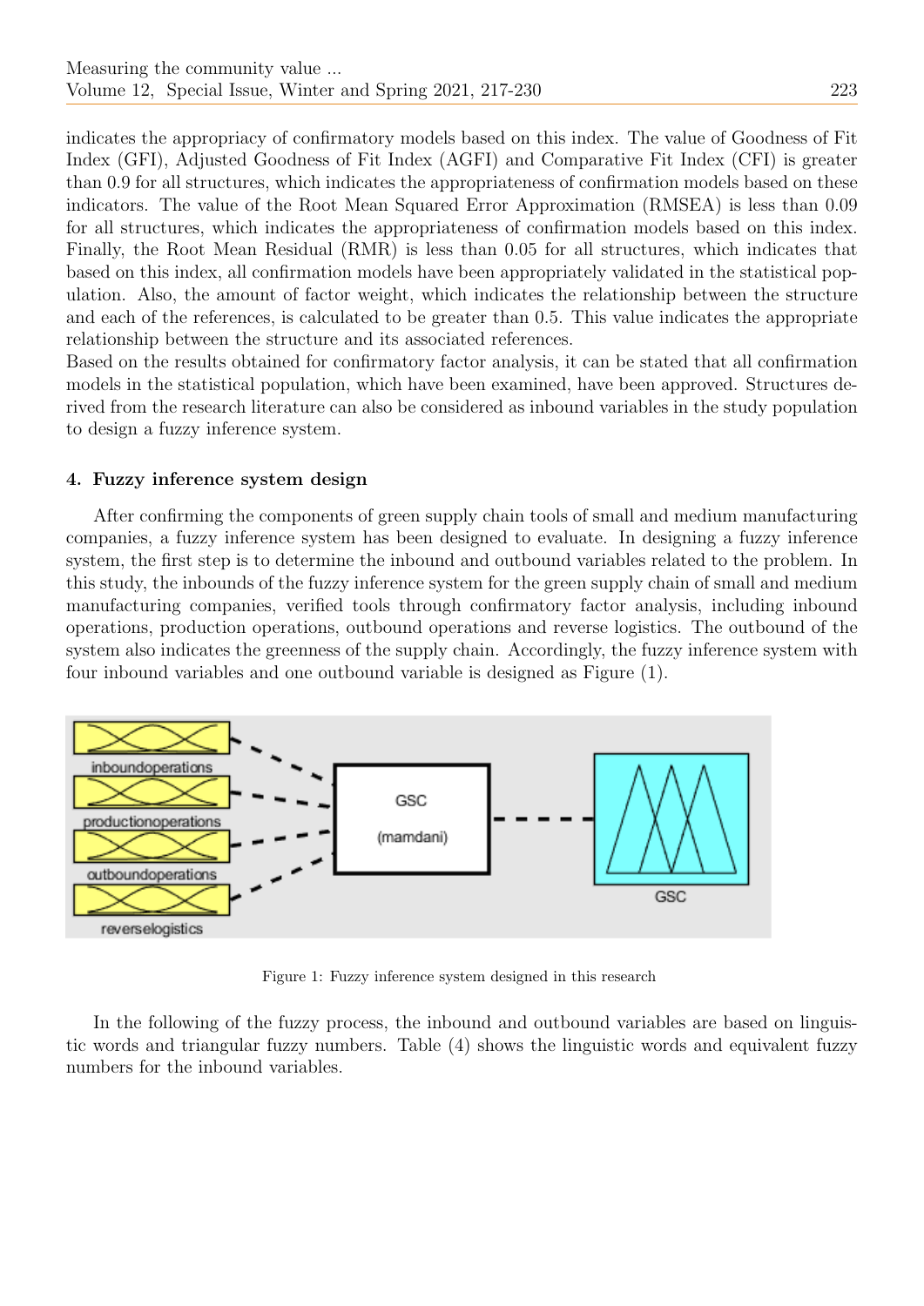indicates the appropriacy of confirmatory models based on this index. The value of Goodness of Fit Index (GFI), Adjusted Goodness of Fit Index (AGFI) and Comparative Fit Index (CFI) is greater than 0.9 for all structures, which indicates the appropriateness of confirmation models based on these indicators. The value of the Root Mean Squared Error Approximation (RMSEA) is less than 0.09 for all structures, which indicates the appropriateness of confirmation models based on this index. Finally, the Root Mean Residual (RMR) is less than 0.05 for all structures, which indicates that based on this index, all confirmation models have been appropriately validated in the statistical population. Also, the amount of factor weight, which indicates the relationship between the structure and each of the references, is calculated to be greater than 0.5. This value indicates the appropriate relationship between the structure and its associated references.
Based on the results obtained for confirmatory factor analysis, it can be stated that all confirmation models in the statistical population, which have been examined, have been approved. Structures derived from the research literature can also be considered as inbound variables in the study population to design a fuzzy inference system.

## 4. Fuzzy inference system design

After confirming the components of green supply chain tools of small and medium manufacturing companies, a fuzzy inference system has been designed to evaluate. In designing a fuzzy inference system, the first step is to determine the inbound and outbound variables related to the problem. In this study, the inbounds of the fuzzy inference system for the green supply chain of small and medium manufacturing companies, verified tools through confirmatory factor analysis, including inbound operations, production operations, outbound operations and reverse logistics. The outbound of the system also indicates the greenness of the supply chain. Accordingly, the fuzzy inference system with four inbound variables and one outbound variable is designed as Figure (1).

Figure 1: Fuzzy inference system designed in this research

In the following of the fuzzy process, the inbound and outbound variables are based on linguistic words and triangular fuzzy numbers. Table (4) shows the linguistic words and equivalent fuzzy numbers for the inbound variables.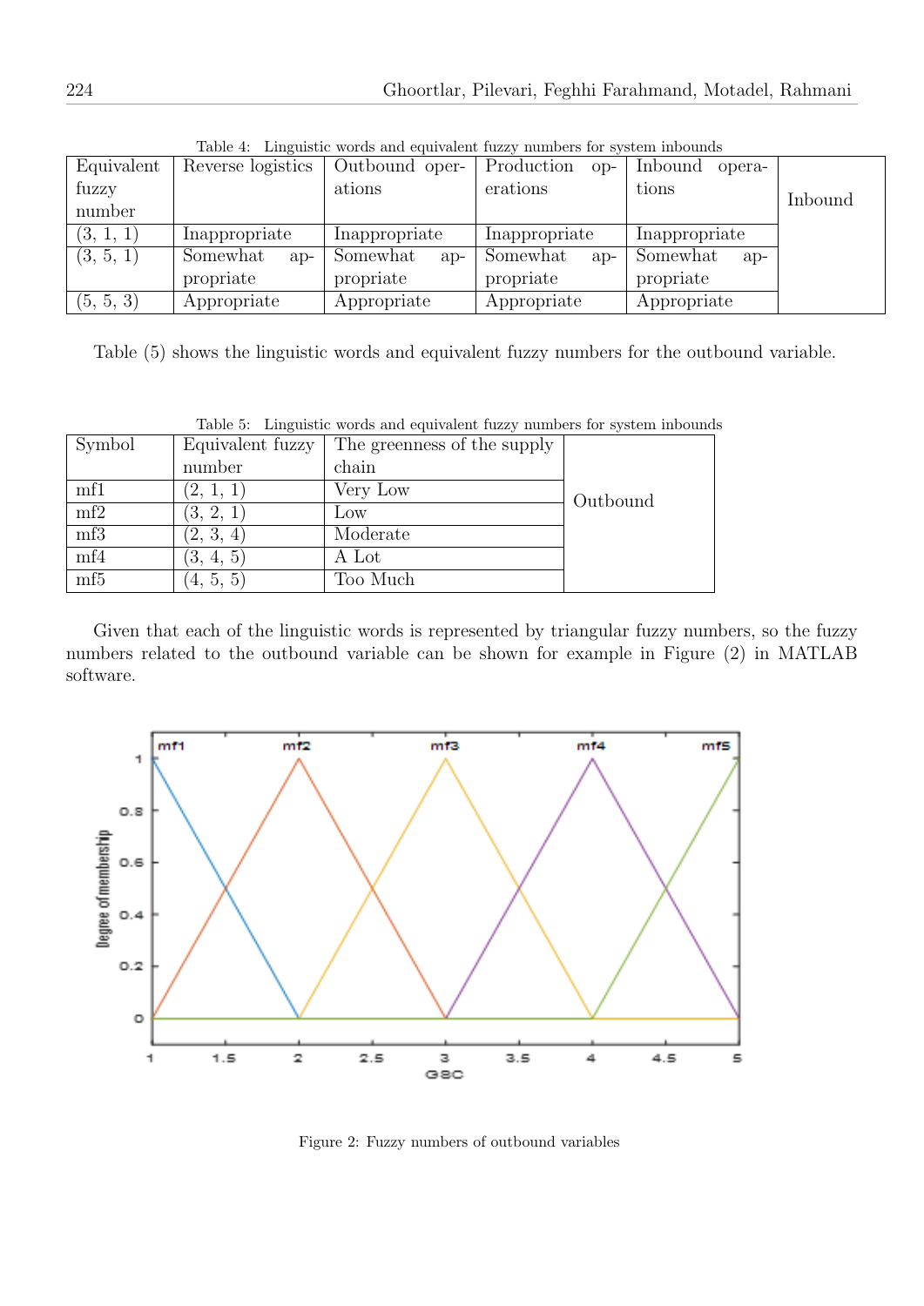Table 4: Linguistic words and equivalent fuzzy numbers for system inbounds

| Equivalent fuzzy number | Reverse logistics | Outbound operations | Production operations | Inbound operations | Inbound |
|---|---|---|---|---|---|
| (3, 1, 1) | Inappropriate | Inappropriate | Inappropriate | Inappropriate | |
| (3, 5, 1) | Somewhat appropriate | Somewhat appropriate | Somewhat appropriate | Somewhat appropriate | |
| (5, 5, 3) | Appropriate | Appropriate | Appropriate | Appropriate | |

Table (5) shows the linguistic words and equivalent fuzzy numbers for the outbound variable.

Table 5: Linguistic words and equivalent fuzzy numbers for system inbounds

| Symbol | Equivalent fuzzy number | The greenness of the supply chain | Outbound |
|---|---|---|---|
| mf1 | (2, 1, 1) | Very Low | |
| mf2 | (3, 2, 1) | Low | |
| mf3 | (2, 3, 4) | Moderate | |
| mf4 | (3, 4, 5) | A Lot | |
| mf5 | (4, 5, 5) | Too Much | |

Given that each of the linguistic words is represented by triangular fuzzy numbers, so the fuzzy numbers related to the outbound variable can be shown for example in Figure (2) in MATLAB software.

Figure 2: Fuzzy numbers of outbound variables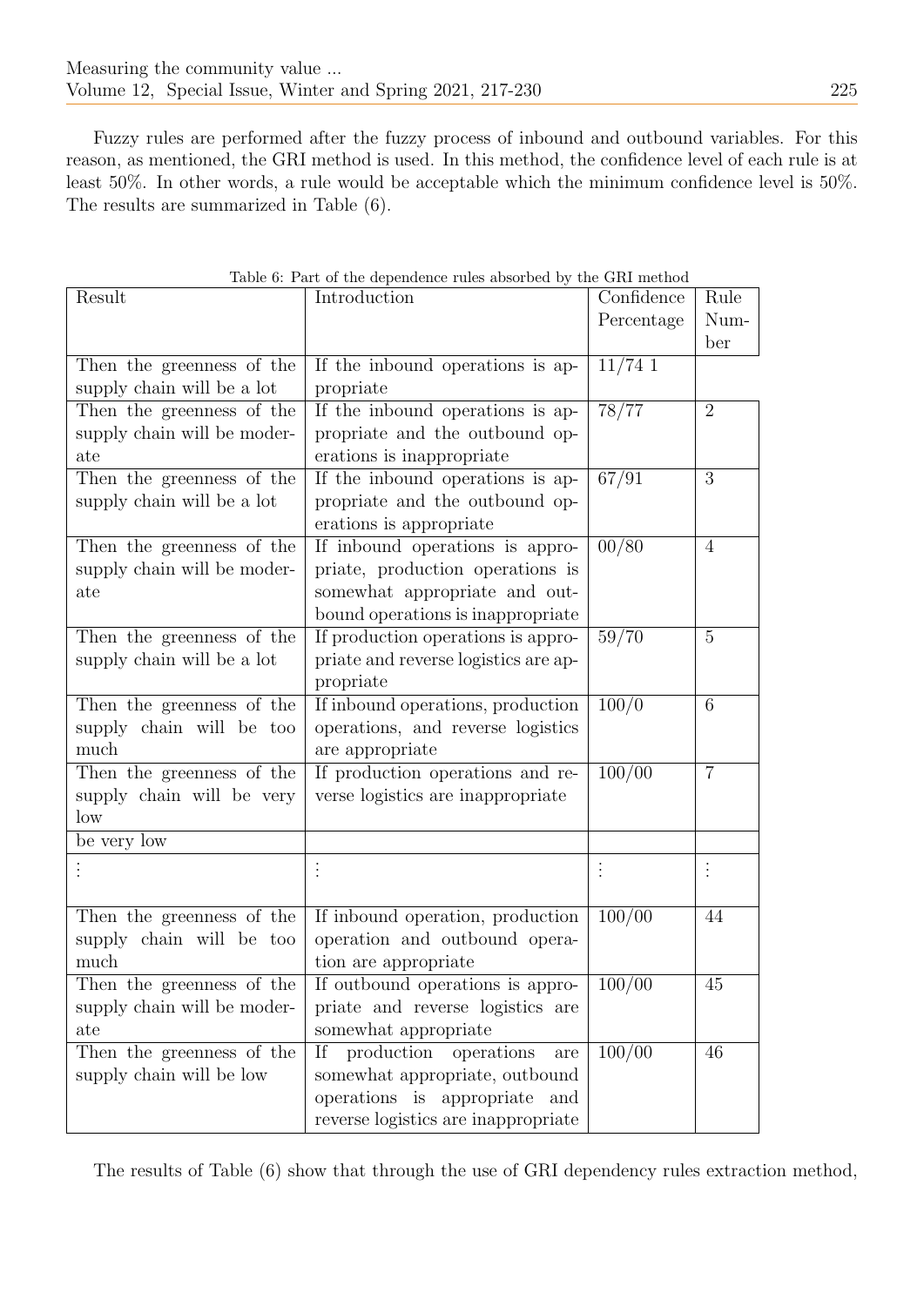Fuzzy rules are performed after the fuzzy process of inbound and outbound variables. For this reason, as mentioned, the GRI method is used. In this method, the confidence level of each rule is at least 50%. In other words, a rule would be acceptable which the minimum confidence level is 50%. The results are summarized in Table (6).

Table 6: Part of the dependence rules absorbed by the GRI method

| Result | Introduction | Confidence Percentage | Rule Number |
|---|---|---|---|
| Then the greenness of the supply chain will be a lot | If the inbound operations is appropriate | 11/74 1 | |
| Then the greenness of the supply chain will be moderate | If the inbound operations is appropriate and the outbound operations is inappropriate | 78/77 | 2 |
| Then the greenness of the supply chain will be a lot | If the inbound operations is appropriate and the outbound operations is appropriate | 67/91 | 3 |
| Then the greenness of the supply chain will be moderate | If inbound operations is appropriate, production operations is somewhat appropriate and outbound operations is inappropriate | 00/80 | 4 |
| Then the greenness of the supply chain will be a lot | If production operations is appropriate and reverse logistics are appropriate | 59/70 | 5 |
| Then the greenness of the supply chain will be too much | If inbound operations, production operations, and reverse logistics are appropriate | 100/0 | 6 |
| Then the greenness of the supply chain will be very low | If production operations and reverse logistics are inappropriate | 100/00 | 7 |
| be very low | | | |
| ⋮ | ⋮ | ⋮ | ⋮ |
| Then the greenness of the supply chain will be too much | If inbound operation, production operation and outbound operation are appropriate | 100/00 | 44 |
| Then the greenness of the supply chain will be moderate | If outbound operations is appropriate and reverse logistics are somewhat appropriate | 100/00 | 45 |
| Then the greenness of the supply chain will be low | If production operations are somewhat appropriate, outbound operations is appropriate and reverse logistics are inappropriate | 100/00 | 46 |

The results of Table (6) show that through the use of GRI dependency rules extraction method,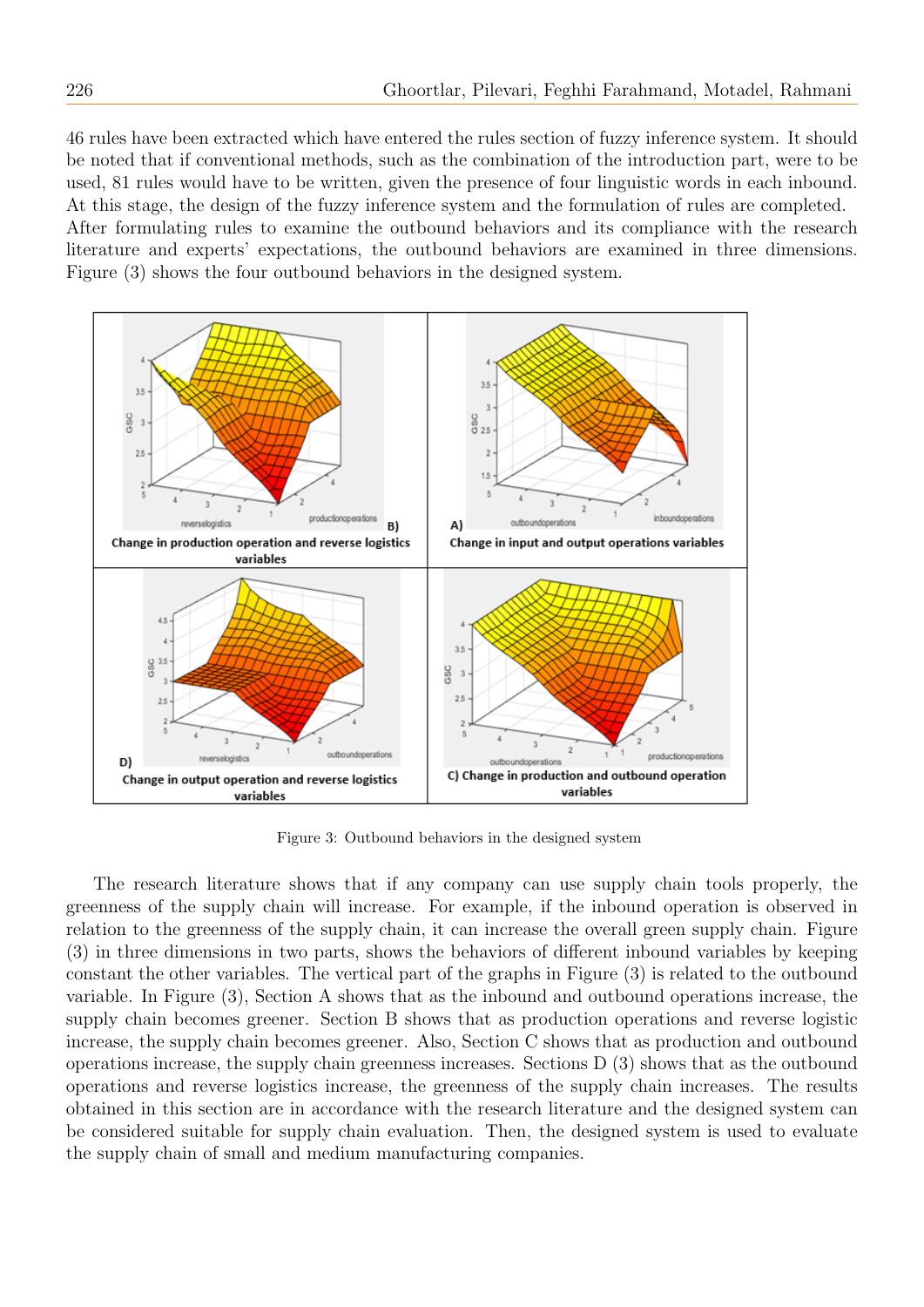46 rules have been extracted which have entered the rules section of fuzzy inference system. It should be noted that if conventional methods, such as the combination of the introduction part, were to be used, 81 rules would have to be written, given the presence of four linguistic words in each inbound. At this stage, the design of the fuzzy inference system and the formulation of rules are completed. After formulating rules to examine the outbound behaviors and its compliance with the research literature and experts' expectations, the outbound behaviors are examined in three dimensions. Figure (3) shows the four outbound behaviors in the designed system.

Figure 3: Outbound behaviors in the designed system

The research literature shows that if any company can use supply chain tools properly, the greenness of the supply chain will increase. For example, if the inbound operation is observed in relation to the greenness of the supply chain, it can increase the overall green supply chain. Figure (3) in three dimensions in two parts, shows the behaviors of different inbound variables by keeping constant the other variables. The vertical part of the graphs in Figure (3) is related to the outbound variable. In Figure (3), Section A shows that as the inbound and outbound operations increase, the supply chain becomes greener. Section B shows that as production operations and reverse logistic increase, the supply chain becomes greener. Also, Section C shows that as production and outbound operations increase, the supply chain greenness increases. Sections D (3) shows that as the outbound operations and reverse logistics increase, the greenness of the supply chain increases. The results obtained in this section are in accordance with the research literature and the designed system can be considered suitable for supply chain evaluation. Then, the designed system is used to evaluate the supply chain of small and medium manufacturing companies.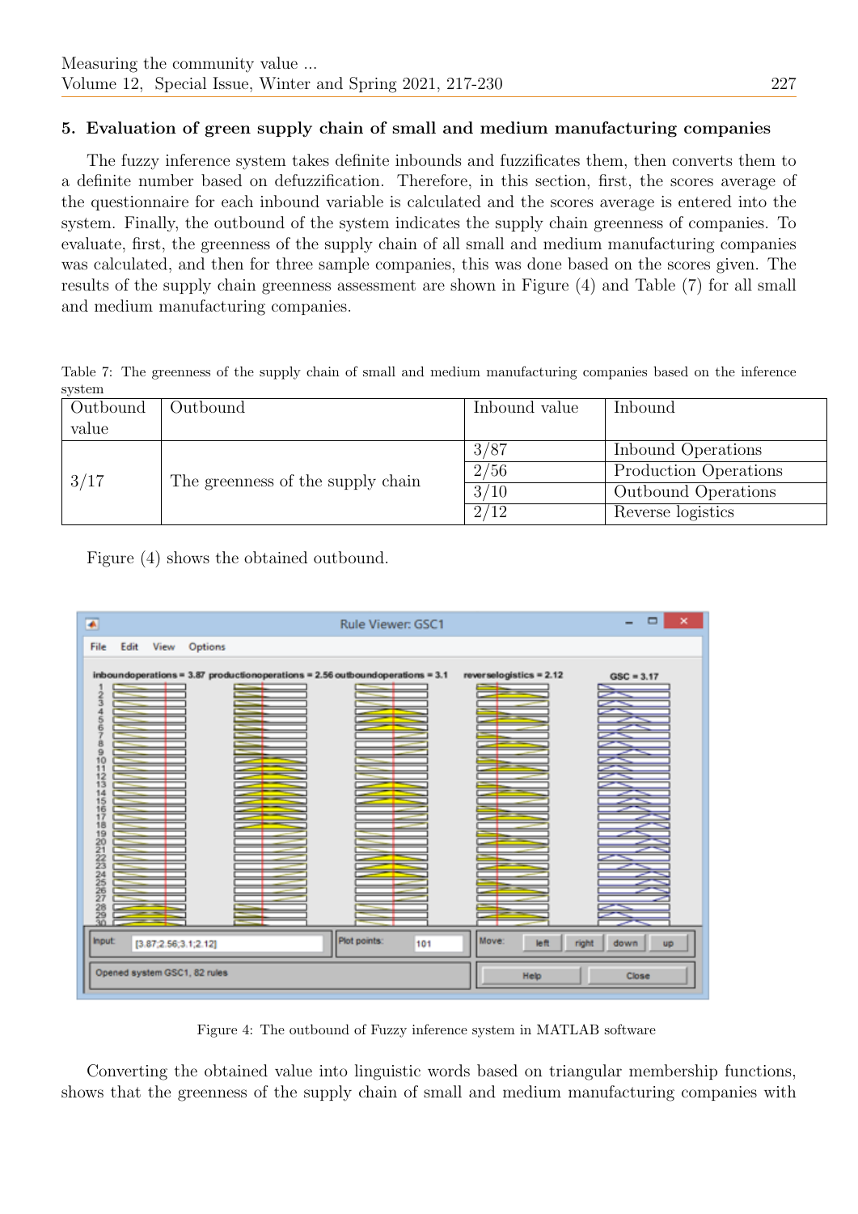## 5. Evaluation of green supply chain of small and medium manufacturing companies

The fuzzy inference system takes definite inbounds and fuzzificates them, then converts them to a definite number based on defuzzification. Therefore, in this section, first, the scores average of the questionnaire for each inbound variable is calculated and the scores average is entered into the system. Finally, the outbound of the system indicates the supply chain greenness of companies. To evaluate, first, the greenness of the supply chain of all small and medium manufacturing companies was calculated, and then for three sample companies, this was done based on the scores given. The results of the supply chain greenness assessment are shown in Figure (4) and Table (7) for all small and medium manufacturing companies.

Table 7: The greenness of the supply chain of small and medium manufacturing companies based on the inference system

| Outbound value | Outbound | Inbound value | Inbound |
|---|---|---|---|
| 3/17 | The greenness of the supply chain | 3/87 | Inbound Operations |
| | | 2/56 | Production Operations |
| | | 3/10 | Outbound Operations |
| | | 2/12 | Reverse logistics |

Figure (4) shows the obtained outbound.

Figure 4: The outbound of Fuzzy inference system in MATLAB software

Converting the obtained value into linguistic words based on triangular membership functions, shows that the greenness of the supply chain of small and medium manufacturing companies with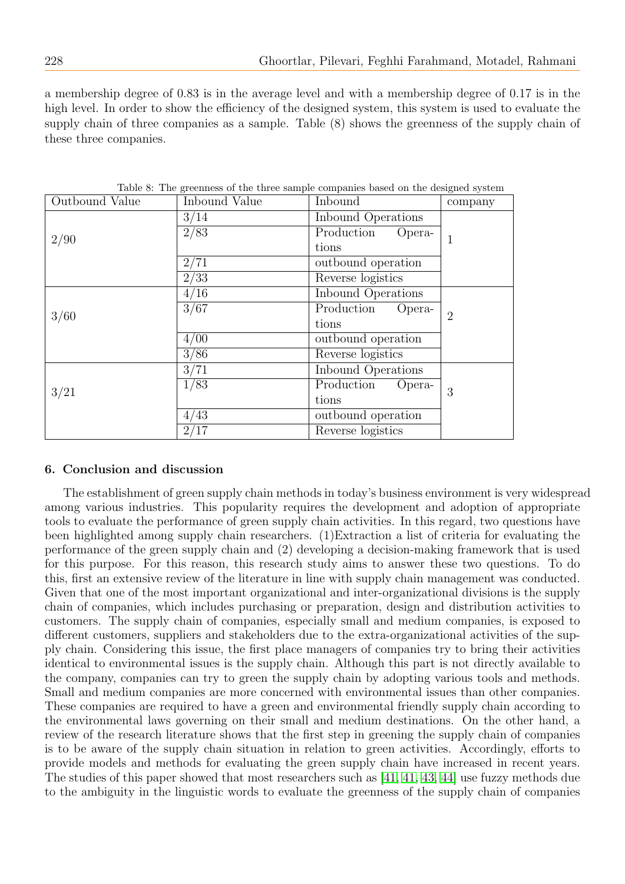a membership degree of 0.83 is in the average level and with a membership degree of 0.17 is in the high level. In order to show the efficiency of the designed system, this system is used to evaluate the supply chain of three companies as a sample. Table (8) shows the greenness of the supply chain of these three companies.

Table 8: The greenness of the three sample companies based on the designed system

| Outbound Value | Inbound Value | Inbound | company |
|---|---|---|---|
| 2/90 | 3/14 | Inbound Operations | 1 |
| | 2/83 | Production Operations | |
| | 2/71 | outbound operation | |
| | 2/33 | Reverse logistics | |
| 3/60 | 4/16 | Inbound Operations | 2 |
| | 3/67 | Production Operations | |
| | 4/00 | outbound operation | |
| | 3/86 | Reverse logistics | |
| 3/21 | 3/71 | Inbound Operations | 3 |
| | 1/83 | Production Operations | |
| | 4/43 | outbound operation | |
| | 2/17 | Reverse logistics | |

## 6. Conclusion and discussion

The establishment of green supply chain methods in today's business environment is very widespread among various industries. This popularity requires the development and adoption of appropriate tools to evaluate the performance of green supply chain activities. In this regard, two questions have been highlighted among supply chain researchers. (1)Extraction a list of criteria for evaluating the performance of the green supply chain and (2) developing a decision-making framework that is used for this purpose. For this reason, this research study aims to answer these two questions. To do this, first an extensive review of the literature in line with supply chain management was conducted. Given that one of the most important organizational and inter-organizational divisions is the supply chain of companies, which includes purchasing or preparation, design and distribution activities to customers. The supply chain of companies, especially small and medium companies, is exposed to different customers, suppliers and stakeholders due to the extra-organizational activities of the supply chain. Considering this issue, the first place managers of companies try to bring their activities identical to environmental issues is the supply chain. Although this part is not directly available to the company, companies can try to green the supply chain by adopting various tools and methods. Small and medium companies are more concerned with environmental issues than other companies. These companies are required to have a green and environmental friendly supply chain according to the environmental laws governing on their small and medium destinations. On the other hand, a review of the research literature shows that the first step in greening the supply chain of companies is to be aware of the supply chain situation in relation to green activities. Accordingly, efforts to provide models and methods for evaluating the green supply chain have increased in recent years. The studies of this paper showed that most researchers such as [41, 41, 43, 44] use fuzzy methods due to the ambiguity in the linguistic words to evaluate the greenness of the supply chain of companies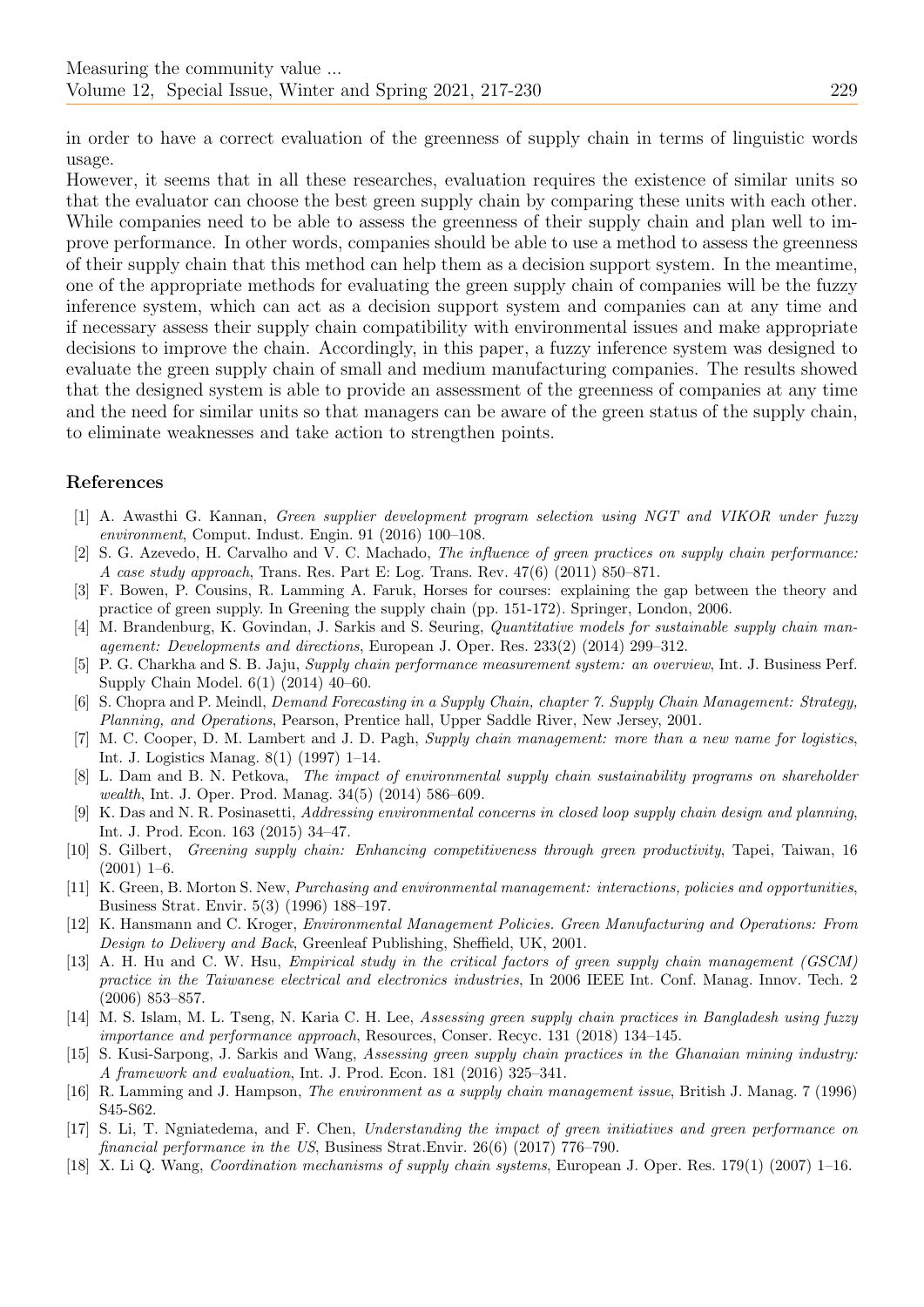in order to have a correct evaluation of the greenness of supply chain in terms of linguistic words usage.

However, it seems that in all these researches, evaluation requires the existence of similar units so that the evaluator can choose the best green supply chain by comparing these units with each other. While companies need to be able to assess the greenness of their supply chain and plan well to improve performance. In other words, companies should be able to use a method to assess the greenness of their supply chain that this method can help them as a decision support system. In the meantime, one of the appropriate methods for evaluating the green supply chain of companies will be the fuzzy inference system, which can act as a decision support system and companies can at any time and if necessary assess their supply chain compatibility with environmental issues and make appropriate decisions to improve the chain. Accordingly, in this paper, a fuzzy inference system was designed to evaluate the green supply chain of small and medium manufacturing companies. The results showed that the designed system is able to provide an assessment of the greenness of companies at any time and the need for similar units so that managers can be aware of the green status of the supply chain, to eliminate weaknesses and take action to strengthen points.

## References

[1] A. Awasthi G. Kannan, *Green supplier development program selection using NGT and VIKOR under fuzzy environment*, Comput. Indust. Engin. 91 (2016) 100–108.

[2] S. G. Azevedo, H. Carvalho and V. C. Machado, *The influence of green practices on supply chain performance: A case study approach*, Trans. Res. Part E: Log. Trans. Rev. 47(6) (2011) 850–871.

[3] F. Bowen, P. Cousins, R. Lamming A. Faruk, Horses for courses: explaining the gap between the theory and practice of green supply. In Greening the supply chain (pp. 151-172). Springer, London, 2006.

[4] M. Brandenburg, K. Govindan, J. Sarkis and S. Seuring, *Quantitative models for sustainable supply chain management: Developments and directions*, European J. Oper. Res. 233(2) (2014) 299–312.

[5] P. G. Charkha and S. B. Jaju, *Supply chain performance measurement system: an overview*, Int. J. Business Perf. Supply Chain Model. 6(1) (2014) 40–60.

[6] S. Chopra and P. Meindl, *Demand Forecasting in a Supply Chain, chapter 7. Supply Chain Management: Strategy, Planning, and Operations*, Pearson, Prentice hall, Upper Saddle River, New Jersey, 2001.

[7] M. C. Cooper, D. M. Lambert and J. D. Pagh, *Supply chain management: more than a new name for logistics*, Int. J. Logistics Manag. 8(1) (1997) 1–14.

[8] L. Dam and B. N. Petkova, *The impact of environmental supply chain sustainability programs on shareholder wealth*, Int. J. Oper. Prod. Manag. 34(5) (2014) 586–609.

[9] K. Das and N. R. Posinasetti, *Addressing environmental concerns in closed loop supply chain design and planning*, Int. J. Prod. Econ. 163 (2015) 34–47.

[10] S. Gilbert, *Greening supply chain: Enhancing competitiveness through green productivity*, Tapei, Taiwan, 16 (2001) 1–6.

[11] K. Green, B. Morton S. New, *Purchasing and environmental management: interactions, policies and opportunities*, Business Strat. Envir. 5(3) (1996) 188–197.

[12] K. Hansmann and C. Kroger, *Environmental Management Policies. Green Manufacturing and Operations: From Design to Delivery and Back*, Greenleaf Publishing, Sheffield, UK, 2001.

[13] A. H. Hu and C. W. Hsu, *Empirical study in the critical factors of green supply chain management (GSCM) practice in the Taiwanese electrical and electronics industries*, In 2006 IEEE Int. Conf. Manag. Innov. Tech. 2 (2006) 853–857.

[14] M. S. Islam, M. L. Tseng, N. Karia C. H. Lee, *Assessing green supply chain practices in Bangladesh using fuzzy importance and performance approach*, Resources, Conser. Recyc. 131 (2018) 134–145.

[15] S. Kusi-Sarpong, J. Sarkis and Wang, *Assessing green supply chain practices in the Ghanaian mining industry: A framework and evaluation*, Int. J. Prod. Econ. 181 (2016) 325–341.

[16] R. Lamming and J. Hampson, *The environment as a supply chain management issue*, British J. Manag. 7 (1996) S45-S62.

[17] S. Li, T. Ngniatedema, and F. Chen, *Understanding the impact of green initiatives and green performance on financial performance in the US*, Business Strat.Envir. 26(6) (2017) 776–790.

[18] X. Li Q. Wang, *Coordination mechanisms of supply chain systems*, European J. Oper. Res. 179(1) (2007) 1–16.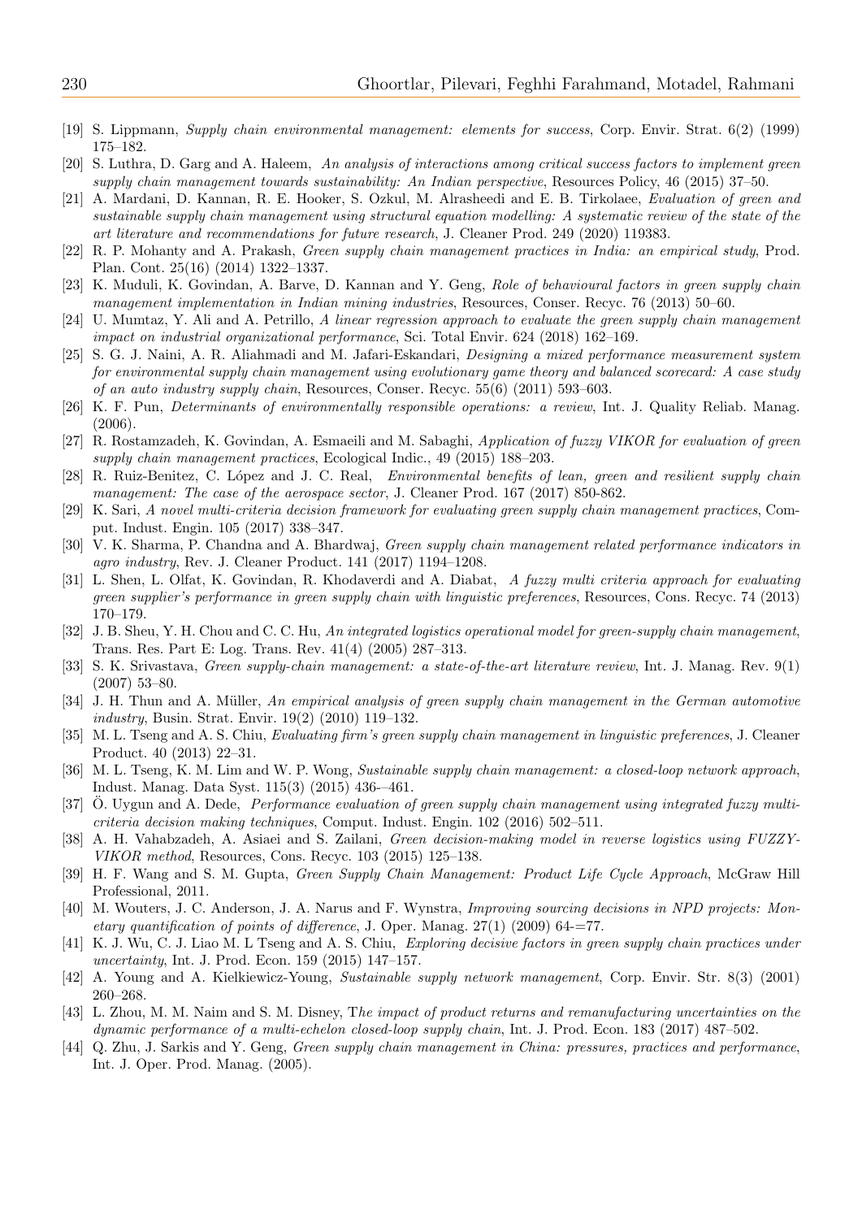[19] S. Lippmann, *Supply chain environmental management: elements for success*, Corp. Envir. Strat. 6(2) (1999) 175–182.

[20] S. Luthra, D. Garg and A. Haleem, *An analysis of interactions among critical success factors to implement green supply chain management towards sustainability: An Indian perspective*, Resources Policy, 46 (2015) 37–50.

[21] A. Mardani, D. Kannan, R. E. Hooker, S. Ozkul, M. Alrasheedi and E. B. Tirkolaee, *Evaluation of green and sustainable supply chain management using structural equation modelling: A systematic review of the state of the art literature and recommendations for future research*, J. Cleaner Prod. 249 (2020) 119383.

[22] R. P. Mohanty and A. Prakash, *Green supply chain management practices in India: an empirical study*, Prod. Plan. Cont. 25(16) (2014) 1322–1337.

[23] K. Muduli, K. Govindan, A. Barve, D. Kannan and Y. Geng, *Role of behavioural factors in green supply chain management implementation in Indian mining industries*, Resources, Conser. Recyc. 76 (2013) 50–60.

[24] U. Mumtaz, Y. Ali and A. Petrillo, *A linear regression approach to evaluate the green supply chain management impact on industrial organizational performance*, Sci. Total Envir. 624 (2018) 162–169.

[25] S. G. J. Naini, A. R. Aliahmadi and M. Jafari-Eskandari, *Designing a mixed performance measurement system for environmental supply chain management using evolutionary game theory and balanced scorecard: A case study of an auto industry supply chain*, Resources, Conser. Recyc. 55(6) (2011) 593–603.

[26] K. F. Pun, *Determinants of environmentally responsible operations: a review*, Int. J. Quality Reliab. Manag. (2006).

[27] R. Rostamzadeh, K. Govindan, A. Esmaeili and M. Sabaghi, *Application of fuzzy VIKOR for evaluation of green supply chain management practices*, Ecological Indic., 49 (2015) 188–203.

[28] R. Ruiz-Benitez, C. López and J. C. Real, *Environmental benefits of lean, green and resilient supply chain management: The case of the aerospace sector*, J. Cleaner Prod. 167 (2017) 850-862.

[29] K. Sari, *A novel multi-criteria decision framework for evaluating green supply chain management practices*, Comput. Indust. Engin. 105 (2017) 338–347.

[30] V. K. Sharma, P. Chandna and A. Bhardwaj, *Green supply chain management related performance indicators in agro industry*, Rev. J. Cleaner Product. 141 (2017) 1194–1208.

[31] L. Shen, L. Olfat, K. Govindan, R. Khodaverdi and A. Diabat, *A fuzzy multi criteria approach for evaluating green supplier's performance in green supply chain with linguistic preferences*, Resources, Cons. Recyc. 74 (2013) 170–179.

[32] J. B. Sheu, Y. H. Chou and C. C. Hu, *An integrated logistics operational model for green-supply chain management*, Trans. Res. Part E: Log. Trans. Rev. 41(4) (2005) 287–313.

[33] S. K. Srivastava, *Green supply-chain management: a state-of-the-art literature review*, Int. J. Manag. Rev. 9(1) (2007) 53–80.

[34] J. H. Thun and A. Müller, *An empirical analysis of green supply chain management in the German automotive industry*, Busin. Strat. Envir. 19(2) (2010) 119–132.

[35] M. L. Tseng and A. S. Chiu, *Evaluating firm's green supply chain management in linguistic preferences*, J. Cleaner Product. 40 (2013) 22–31.

[36] M. L. Tseng, K. M. Lim and W. P. Wong, *Sustainable supply chain management: a closed-loop network approach*, Indust. Manag. Data Syst. 115(3) (2015) 436-–461.

[37] Ö. Uygun and A. Dede, *Performance evaluation of green supply chain management using integrated fuzzy multi-criteria decision making techniques*, Comput. Indust. Engin. 102 (2016) 502–511.

[38] A. H. Vahabzadeh, A. Asiaei and S. Zailani, *Green decision-making model in reverse logistics using FUZZY-VIKOR method*, Resources, Cons. Recyc. 103 (2015) 125–138.

[39] H. F. Wang and S. M. Gupta, *Green Supply Chain Management: Product Life Cycle Approach*, McGraw Hill Professional, 2011.

[40] M. Wouters, J. C. Anderson, J. A. Narus and F. Wynstra, *Improving sourcing decisions in NPD projects: Monetary quantification of points of difference*, J. Oper. Manag. 27(1) (2009) 64-=77.

[41] K. J. Wu, C. J. Liao M. L Tseng and A. S. Chiu, *Exploring decisive factors in green supply chain practices under uncertainty*, Int. J. Prod. Econ. 159 (2015) 147–157.

[42] A. Young and A. Kielkiewicz-Young, *Sustainable supply network management*, Corp. Envir. Str. 8(3) (2001) 260–268.

[43] L. Zhou, M. M. Naim and S. M. Disney, T*he impact of product returns and remanufacturing uncertainties on the dynamic performance of a multi-echelon closed-loop supply chain*, Int. J. Prod. Econ. 183 (2017) 487–502.

[44] Q. Zhu, J. Sarkis and Y. Geng, *Green supply chain management in China: pressures, practices and performance*, Int. J. Oper. Prod. Manag. (2005).